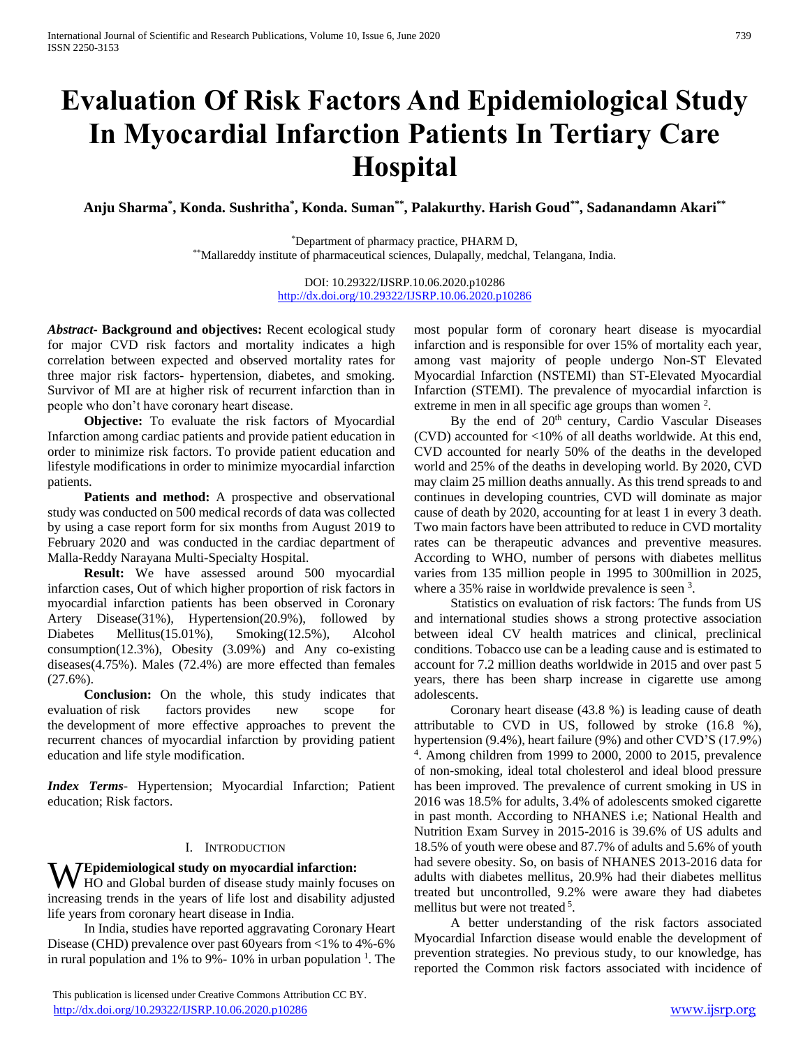# Evaluation Of Risk Factors And Epidemiological Study In Myocardial Infarction Patients In Tertiary Care Hospital

**Anju Sharma[*], Konda. Sushritha[*], Konda. Suman[**], Palakurthy. Harish Goud[**], Sadanandamn Akari[**]**

[*]Department of pharmacy practice, PHARM D,
[**]Mallareddy institute of pharmaceutical sciences, Dulapally, medchal, Telangana, India.

DOI: 10.29322/IJSRP.10.06.2020.p10286
http://dx.doi.org/10.29322/IJSRP.10.06.2020.p10286

***Abstract*- Background and objectives:** Recent ecological study for major CVD risk factors and mortality indicates a high correlation between expected and observed mortality rates for three major risk factors- hypertension, diabetes, and smoking. Survivor of MI are at higher risk of recurrent infarction than in people who don't have coronary heart disease.

**Objective:** To evaluate the risk factors of Myocardial Infarction among cardiac patients and provide patient education in order to minimize risk factors. To provide patient education and lifestyle modifications in order to minimize myocardial infarction patients.

**Patients and method:** A prospective and observational study was conducted on 500 medical records of data was collected by using a case report form for six months from August 2019 to February 2020 and was conducted in the cardiac department of Malla-Reddy Narayana Multi-Specialty Hospital.

**Result:** We have assessed around 500 myocardial infarction cases, Out of which higher proportion of risk factors in myocardial infarction patients has been observed in Coronary Artery Disease(31%), Hypertension(20.9%), followed by Diabetes Mellitus(15.01%), Smoking(12.5%), Alcohol consumption(12.3%), Obesity (3.09%) and Any co-existing diseases(4.75%). Males (72.4%) are more effected than females (27.6%).

**Conclusion:** On the whole, this study indicates that evaluation of risk factors provides new scope for the development of more effective approaches to prevent the recurrent chances of myocardial infarction by providing patient education and life style modification.

***Index Terms*-** Hypertension; Myocardial Infarction; Patient education; Risk factors.

## I. Introduction

**Epidemiological study on myocardial infarction:**

WHO and Global burden of disease study mainly focuses on increasing trends in the years of life lost and disability adjusted life years from coronary heart disease in India.

In India, studies have reported aggravating Coronary Heart Disease (CHD) prevalence over past 60years from <1% to 4%-6% in rural population and 1% to 9%- 10% in urban population [1]. The most popular form of coronary heart disease is myocardial infarction and is responsible for over 15% of mortality each year, among vast majority of people undergo Non-ST Elevated Myocardial Infarction (NSTEMI) than ST-Elevated Myocardial Infarction (STEMI). The prevalence of myocardial infarction is extreme in men in all specific age groups than women [2].

By the end of 20th century, Cardio Vascular Diseases (CVD) accounted for <10% of all deaths worldwide. At this end, CVD accounted for nearly 50% of the deaths in the developed world and 25% of the deaths in developing world. By 2020, CVD may claim 25 million deaths annually. As this trend spreads to and continues in developing countries, CVD will dominate as major cause of death by 2020, accounting for at least 1 in every 3 death. Two main factors have been attributed to reduce in CVD mortality rates can be therapeutic advances and preventive measures. According to WHO, number of persons with diabetes mellitus varies from 135 million people in 1995 to 300million in 2025, where a 35% raise in worldwide prevalence is seen [3].

Statistics on evaluation of risk factors: The funds from US and international studies shows a strong protective association between ideal CV health matrices and clinical, preclinical conditions. Tobacco use can be a leading cause and is estimated to account for 7.2 million deaths worldwide in 2015 and over past 5 years, there has been sharp increase in cigarette use among adolescents.

Coronary heart disease (43.8 %) is leading cause of death attributable to CVD in US, followed by stroke (16.8 %), hypertension (9.4%), heart failure (9%) and other CVD'S (17.9%) [4]. Among children from 1999 to 2000, 2000 to 2015, prevalence of non-smoking, ideal total cholesterol and ideal blood pressure has been improved. The prevalence of current smoking in US in 2016 was 18.5% for adults, 3.4% of adolescents smoked cigarette in past month. According to NHANES i.e; National Health and Nutrition Exam Survey in 2015-2016 is 39.6% of US adults and 18.5% of youth were obese and 87.7% of adults and 5.6% of youth had severe obesity. So, on basis of NHANES 2013-2016 data for adults with diabetes mellitus, 20.9% had their diabetes mellitus treated but uncontrolled, 9.2% were aware they had diabetes mellitus but were not treated [5].

A better understanding of the risk factors associated Myocardial Infarction disease would enable the development of prevention strategies. No previous study, to our knowledge, has reported the Common risk factors associated with incidence of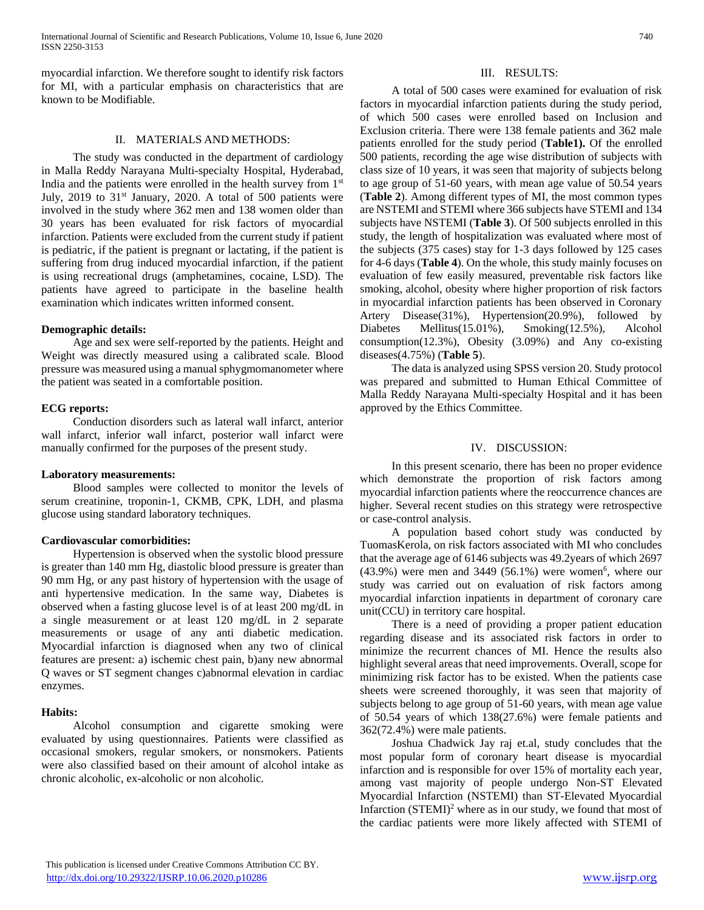myocardial infarction. We therefore sought to identify risk factors for MI, with a particular emphasis on characteristics that are known to be Modifiable.

## II. MATERIALS AND METHODS:

The study was conducted in the department of cardiology in Malla Reddy Narayana Multi-specialty Hospital, Hyderabad, India and the patients were enrolled in the health survey from 1st July, 2019 to 31st January, 2020. A total of 500 patients were involved in the study where 362 men and 138 women older than 30 years has been evaluated for risk factors of myocardial infarction. Patients were excluded from the current study if patient is pediatric, if the patient is pregnant or lactating, if the patient is suffering from drug induced myocardial infarction, if the patient is using recreational drugs (amphetamines, cocaine, LSD). The patients have agreed to participate in the baseline health examination which indicates written informed consent.

**Demographic details:**

Age and sex were self-reported by the patients. Height and Weight was directly measured using a calibrated scale. Blood pressure was measured using a manual sphygmomanometer where the patient was seated in a comfortable position.

**ECG reports:**

Conduction disorders such as lateral wall infarct, anterior wall infarct, inferior wall infarct, posterior wall infarct were manually confirmed for the purposes of the present study.

**Laboratory measurements:**

Blood samples were collected to monitor the levels of serum creatinine, troponin-1, CKMB, CPK, LDH, and plasma glucose using standard laboratory techniques.

**Cardiovascular comorbidities:**

Hypertension is observed when the systolic blood pressure is greater than 140 mm Hg, diastolic blood pressure is greater than 90 mm Hg, or any past history of hypertension with the usage of anti hypertensive medication. In the same way, Diabetes is observed when a fasting glucose level is of at least 200 mg/dL in a single measurement or at least 120 mg/dL in 2 separate measurements or usage of any anti diabetic medication. Myocardial infarction is diagnosed when any two of clinical features are present: a) ischemic chest pain, b)any new abnormal Q waves or ST segment changes c)abnormal elevation in cardiac enzymes.

**Habits:**

Alcohol consumption and cigarette smoking were evaluated by using questionnaires. Patients were classified as occasional smokers, regular smokers, or nonsmokers. Patients were also classified based on their amount of alcohol intake as chronic alcoholic, ex-alcoholic or non alcoholic.

## III. RESULTS:

A total of 500 cases were examined for evaluation of risk factors in myocardial infarction patients during the study period, of which 500 cases were enrolled based on Inclusion and Exclusion criteria. There were 138 female patients and 362 male patients enrolled for the study period (**Table1).** Of the enrolled 500 patients, recording the age wise distribution of subjects with class size of 10 years, it was seen that majority of subjects belong to age group of 51-60 years, with mean age value of 50.54 years (**Table 2**). Among different types of MI, the most common types are NSTEMI and STEMI where 366 subjects have STEMI and 134 subjects have NSTEMI (**Table 3**). Of 500 subjects enrolled in this study, the length of hospitalization was evaluated where most of the subjects (375 cases) stay for 1-3 days followed by 125 cases for 4-6 days (**Table 4**). On the whole, this study mainly focuses on evaluation of few easily measured, preventable risk factors like smoking, alcohol, obesity where higher proportion of risk factors in myocardial infarction patients has been observed in Coronary Artery Disease(31%), Hypertension(20.9%), followed by Diabetes Mellitus(15.01%), Smoking(12.5%), Alcohol consumption(12.3%), Obesity (3.09%) and Any co-existing diseases(4.75%) (**Table 5**).

The data is analyzed using SPSS version 20. Study protocol was prepared and submitted to Human Ethical Committee of Malla Reddy Narayana Multi-specialty Hospital and it has been approved by the Ethics Committee.

## IV. DISCUSSION:

In this present scenario, there has been no proper evidence which demonstrate the proportion of risk factors among myocardial infarction patients where the reoccurrence chances are higher. Several recent studies on this strategy were retrospective or case-control analysis.

A population based cohort study was conducted by TuomasKerola, on risk factors associated with MI who concludes that the average age of 6146 subjects was 49.2years of which 2697 (43.9%) were men and 3449 (56.1%) were women[6], where our study was carried out on evaluation of risk factors among myocardial infarction inpatients in department of coronary care unit(CCU) in territory care hospital.

There is a need of providing a proper patient education regarding disease and its associated risk factors in order to minimize the recurrent chances of MI. Hence the results also highlight several areas that need improvements. Overall, scope for minimizing risk factor has to be existed. When the patients case sheets were screened thoroughly, it was seen that majority of subjects belong to age group of 51-60 years, with mean age value of 50.54 years of which 138(27.6%) were female patients and 362(72.4%) were male patients.

Joshua Chadwick Jay raj et.al, study concludes that the most popular form of coronary heart disease is myocardial infarction and is responsible for over 15% of mortality each year, among vast majority of people undergo Non-ST Elevated Myocardial Infarction (NSTEMI) than ST-Elevated Myocardial Infarction (STEMI)[2] where as in our study, we found that most of the cardiac patients were more likely affected with STEMI of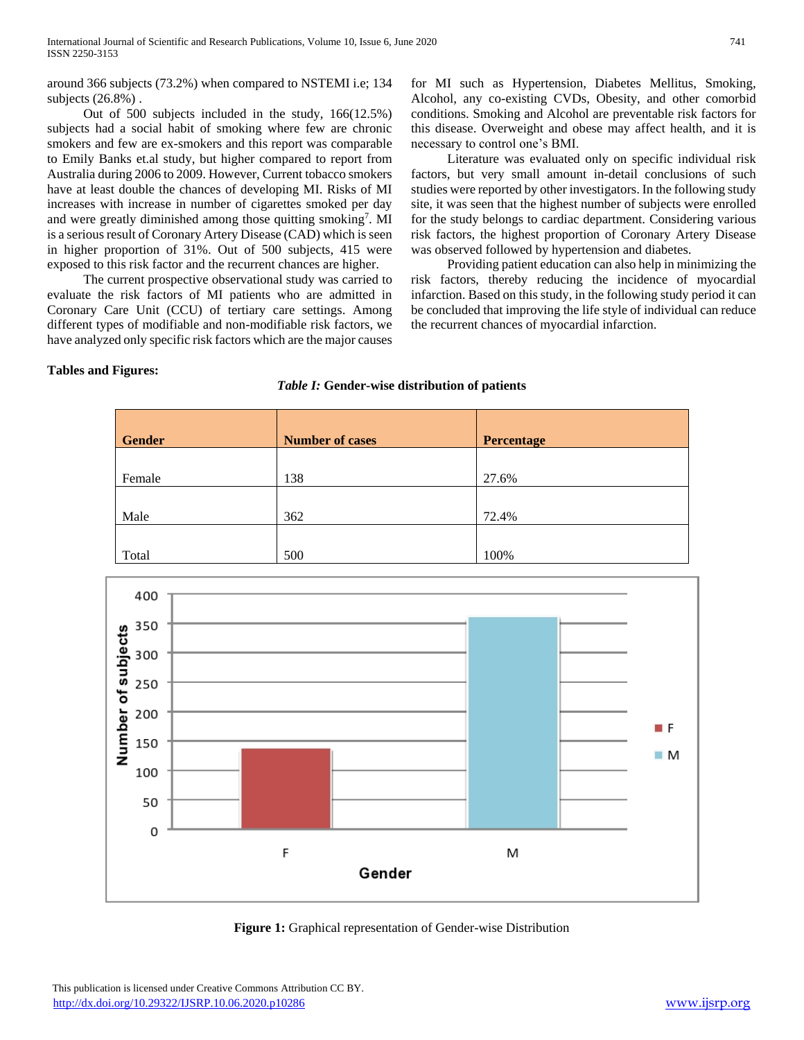around 366 subjects (73.2%) when compared to NSTEMI i.e; 134 subjects (26.8%) .

Out of 500 subjects included in the study, 166(12.5%) subjects had a social habit of smoking where few are chronic smokers and few are ex-smokers and this report was comparable to Emily Banks et.al study, but higher compared to report from Australia during 2006 to 2009. However, Current tobacco smokers have at least double the chances of developing MI. Risks of MI increases with increase in number of cigarettes smoked per day and were greatly diminished among those quitting smoking[7]. MI is a serious result of Coronary Artery Disease (CAD) which is seen in higher proportion of 31%. Out of 500 subjects, 415 were exposed to this risk factor and the recurrent chances are higher.

The current prospective observational study was carried to evaluate the risk factors of MI patients who are admitted in Coronary Care Unit (CCU) of tertiary care settings. Among different types of modifiable and non-modifiable risk factors, we have analyzed only specific risk factors which are the major causes for MI such as Hypertension, Diabetes Mellitus, Smoking, Alcohol, any co-existing CVDs, Obesity, and other comorbid conditions. Smoking and Alcohol are preventable risk factors for this disease. Overweight and obese may affect health, and it is necessary to control one's BMI.

Literature was evaluated only on specific individual risk factors, but very small amount in-detail conclusions of such studies were reported by other investigators. In the following study site, it was seen that the highest number of subjects were enrolled for the study belongs to cardiac department. Considering various risk factors, the highest proportion of Coronary Artery Disease was observed followed by hypertension and diabetes.

Providing patient education can also help in minimizing the risk factors, thereby reducing the incidence of myocardial infarction. Based on this study, in the following study period it can be concluded that improving the life style of individual can reduce the recurrent chances of myocardial infarction.

**Tables and Figures:**

***Table I:* Gender-wise distribution of patients**

| Gender | Number of cases | Percentage |
|---|---|---|
| Female | 138 | 27.6% |
| Male | 362 | 72.4% |
| Total | 500 | 100% |

**Figure 1:** Graphical representation of Gender-wise Distribution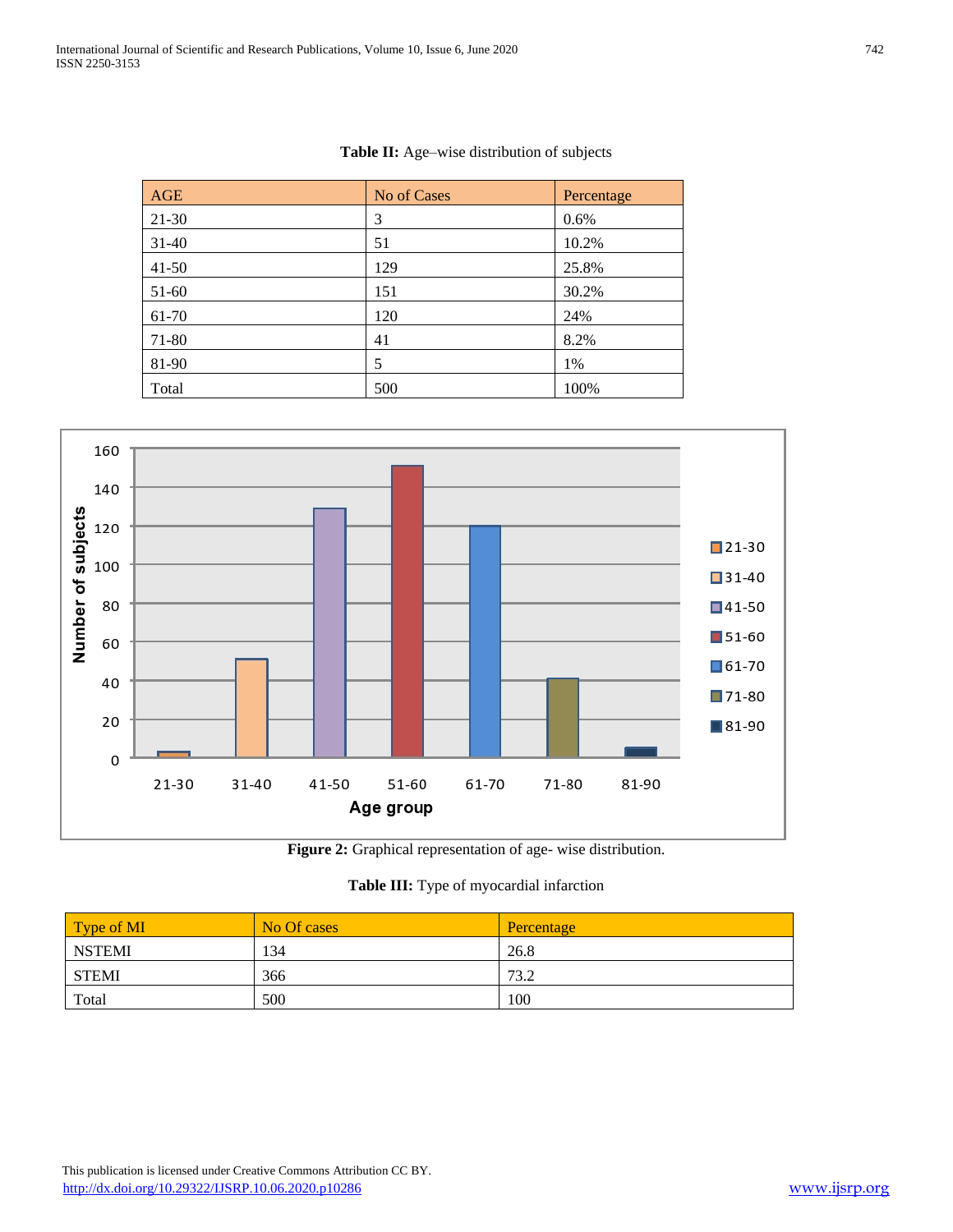**Table II:** Age–wise distribution of subjects

| AGE | No of Cases | Percentage |
|---|---|---|
| 21-30 | 3 | 0.6% |
| 31-40 | 51 | 10.2% |
| 41-50 | 129 | 25.8% |
| 51-60 | 151 | 30.2% |
| 61-70 | 120 | 24% |
| 71-80 | 41 | 8.2% |
| 81-90 | 5 | 1% |
| Total | 500 | 100% |

**Figure 2:** Graphical representation of age- wise distribution.

**Table III:** Type of myocardial infarction

| Type of MI | No Of cases | Percentage |
|---|---|---|
| NSTEMI | 134 | 26.8 |
| STEMI | 366 | 73.2 |
| Total | 500 | 100 |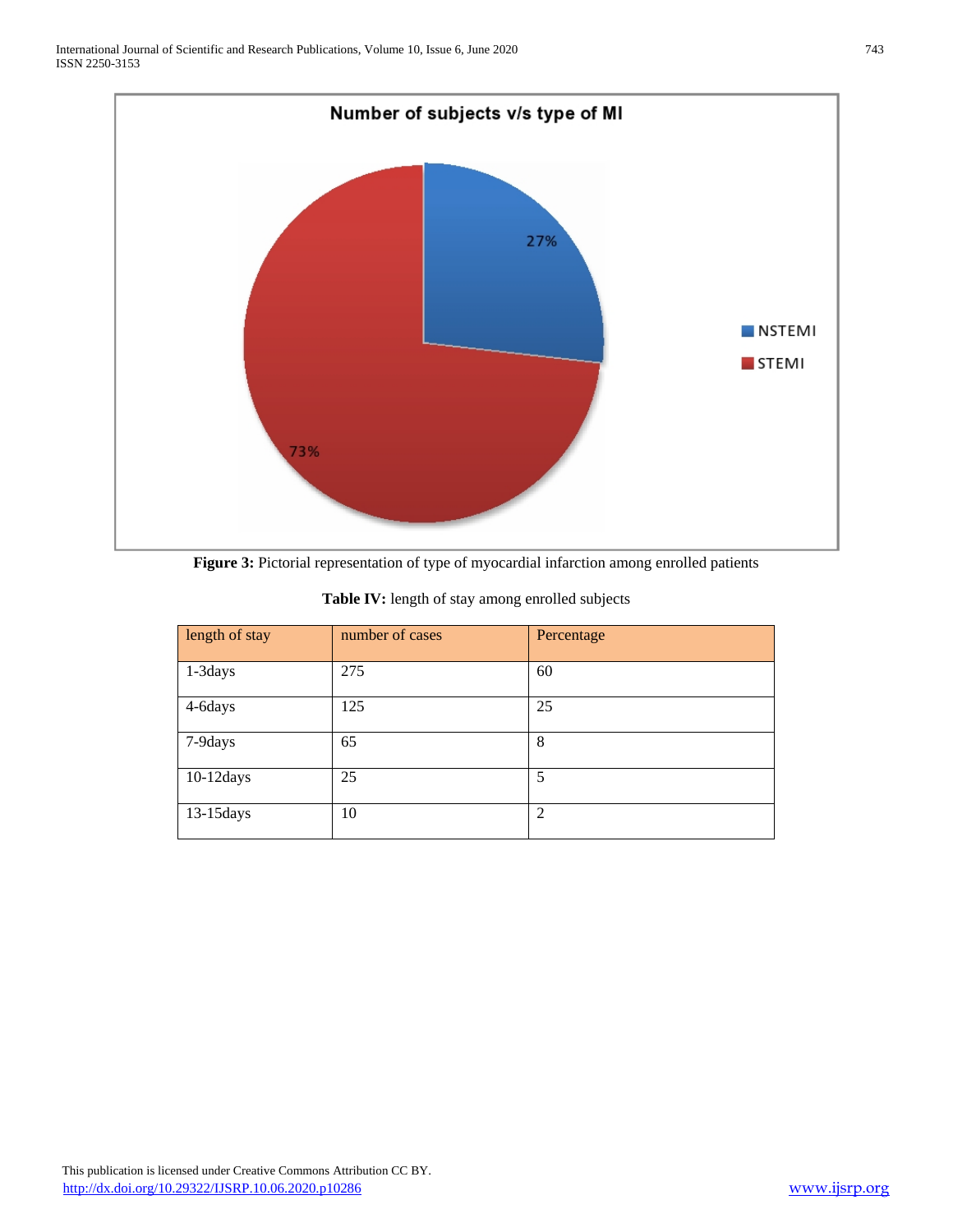**Figure 3:** Pictorial representation of type of myocardial infarction among enrolled patients

**Table IV:** length of stay among enrolled subjects

| length of stay | number of cases | Percentage |
| --- | --- | --- |
| 1-3days | 275 | 60 |
| 4-6days | 125 | 25 |
| 7-9days | 65 | 8 |
| 10-12days | 25 | 5 |
| 13-15days | 10 | 2 |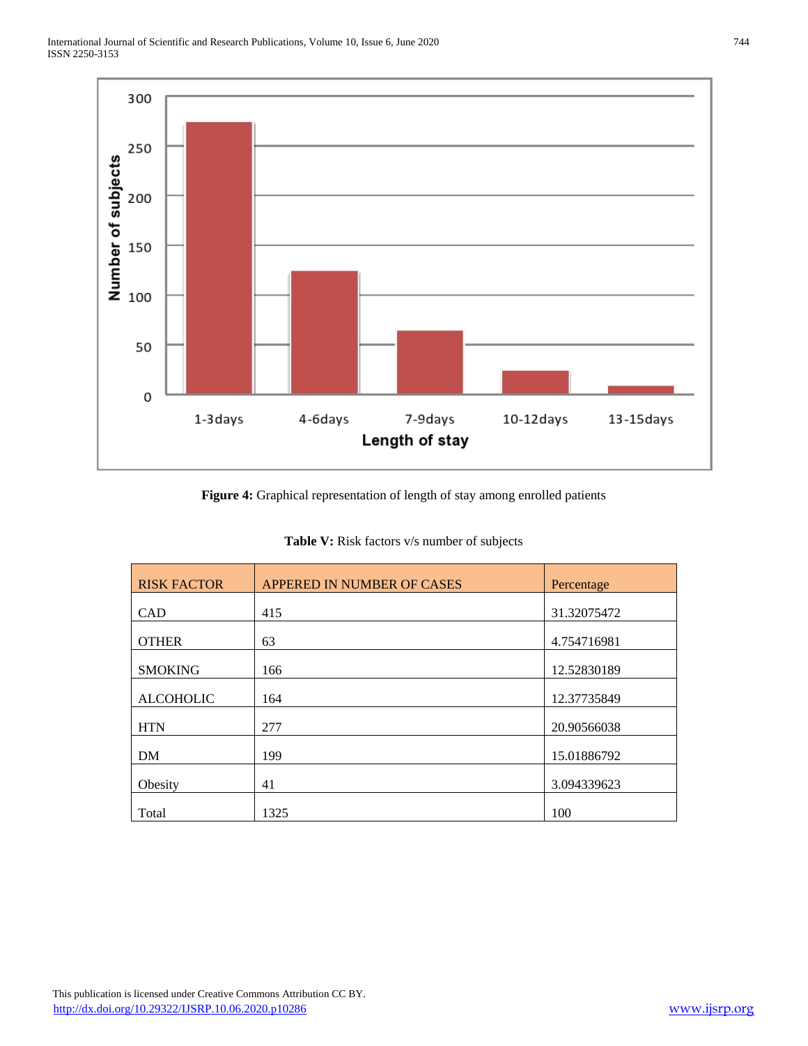**Figure 4:** Graphical representation of length of stay among enrolled patients

**Table V:** Risk factors v/s number of subjects

| RISK FACTOR | APPERED IN NUMBER OF CASES | Percentage |
|---|---|---|
| CAD | 415 | 31.32075472 |
| OTHER | 63 | 4.754716981 |
| SMOKING | 166 | 12.52830189 |
| ALCOHOLIC | 164 | 12.37735849 |
| HTN | 277 | 20.90566038 |
| DM | 199 | 15.01886792 |
| Obesity | 41 | 3.094339623 |
| Total | 1325 | 100 |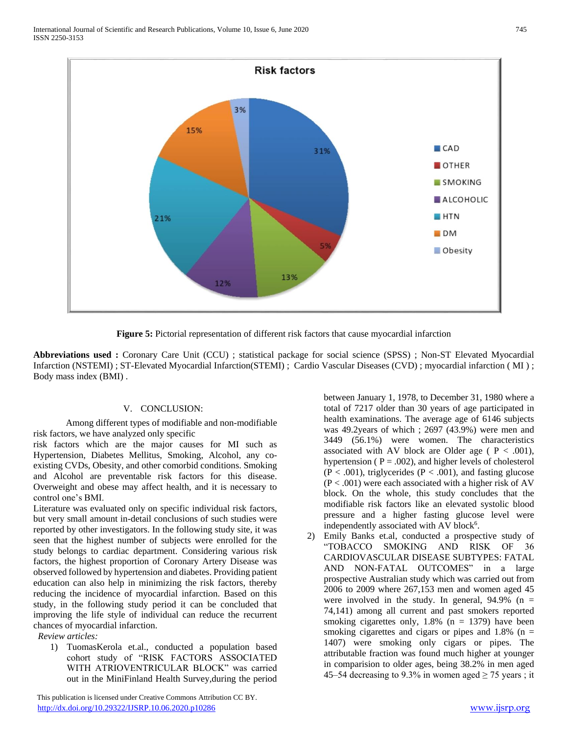**Figure 5:** Pictorial representation of different risk factors that cause myocardial infarction

**Abbreviations used :** Coronary Care Unit (CCU) ; statistical package for social science (SPSS) ; Non-ST Elevated Myocardial Infarction (NSTEMI) ; ST-Elevated Myocardial Infarction(STEMI) ; Cardio Vascular Diseases (CVD) ; myocardial infarction ( MI ) ; Body mass index (BMI) .

## V. CONCLUSION:

Among different types of modifiable and non-modifiable risk factors, we have analyzed only specific risk factors which are the major causes for MI such as Hypertension, Diabetes Mellitus, Smoking, Alcohol, any co-existing CVDs, Obesity, and other comorbid conditions. Smoking and Alcohol are preventable risk factors for this disease. Overweight and obese may affect health, and it is necessary to control one's BMI.

Literature was evaluated only on specific individual risk factors, but very small amount in-detail conclusions of such studies were reported by other investigators. In the following study site, it was seen that the highest number of subjects were enrolled for the study belongs to cardiac department. Considering various risk factors, the highest proportion of Coronary Artery Disease was observed followed by hypertension and diabetes. Providing patient education can also help in minimizing the risk factors, thereby reducing the incidence of myocardial infarction. Based on this study, in the following study period it can be concluded that improving the life style of individual can reduce the recurrent chances of myocardial infarction.

*Review articles:*

1) TuomasKerola et.al., conducted a population based cohort study of "RISK FACTORS ASSOCIATED WITH ATRIOVENTRICULAR BLOCK" was carried out in the MiniFinland Health Survey,during the period between January 1, 1978, to December 31, 1980 where a total of 7217 older than 30 years of age participated in health examinations. The average age of 6146 subjects was 49.2years of which ; 2697 (43.9%) were men and 3449 (56.1%) were women. The characteristics associated with AV block are Older age ( P < .001), hypertension ( P = .002), and higher levels of cholesterol (P < .001), triglycerides (P < .001), and fasting glucose (P < .001) were each associated with a higher risk of AV block. On the whole, this study concludes that the modifiable risk factors like an elevated systolic blood pressure and a higher fasting glucose level were independently associated with AV block[6].
2) Emily Banks et.al, conducted a prospective study of "TOBACCO SMOKING AND RISK OF 36 CARDIOVASCULAR DISEASE SUBTYPES: FATAL AND NON-FATAL OUTCOMES" in a large prospective Australian study which was carried out from 2006 to 2009 where 267,153 men and women aged 45 were involved in the study. In general, 94.9% (n = 74,141) among all current and past smokers reported smoking cigarettes only, 1.8% (n = 1379) have been smoking cigarettes and cigars or pipes and 1.8% (n = 1407) were smoking only cigars or pipes. The attributable fraction was found much higher at younger in comparision to older ages, being 38.2% in men aged 45–54 decreasing to 9.3% in women aged ≥ 75 years ; it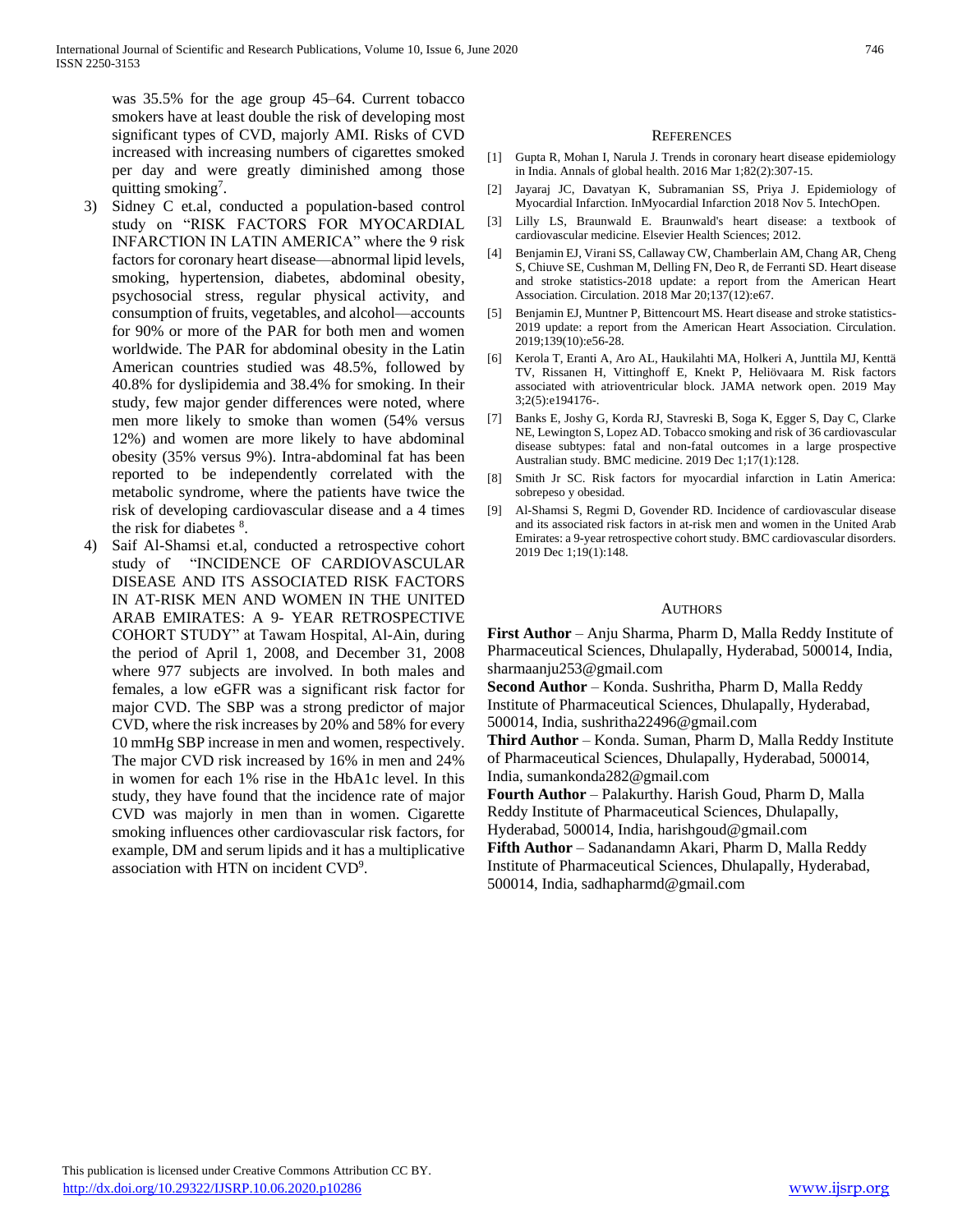was 35.5% for the age group 45–64. Current tobacco smokers have at least double the risk of developing most significant types of CVD, majorly AMI. Risks of CVD increased with increasing numbers of cigarettes smoked per day and were greatly diminished among those quitting smoking[7].

3) Sidney C et.al, conducted a population-based control study on "RISK FACTORS FOR MYOCARDIAL INFARCTION IN LATIN AMERICA" where the 9 risk factors for coronary heart disease—abnormal lipid levels, smoking, hypertension, diabetes, abdominal obesity, psychosocial stress, regular physical activity, and consumption of fruits, vegetables, and alcohol—accounts for 90% or more of the PAR for both men and women worldwide. The PAR for abdominal obesity in the Latin American countries studied was 48.5%, followed by 40.8% for dyslipidemia and 38.4% for smoking. In their study, few major gender differences were noted, where men more likely to smoke than women (54% versus 12%) and women are more likely to have abdominal obesity (35% versus 9%). Intra-abdominal fat has been reported to be independently correlated with the metabolic syndrome, where the patients have twice the risk of developing cardiovascular disease and a 4 times the risk for diabetes [8].
4) Saif Al-Shamsi et.al, conducted a retrospective cohort study of "INCIDENCE OF CARDIOVASCULAR DISEASE AND ITS ASSOCIATED RISK FACTORS IN AT-RISK MEN AND WOMEN IN THE UNITED ARAB EMIRATES: A 9- YEAR RETROSPECTIVE COHORT STUDY" at Tawam Hospital, Al-Ain, during the period of April 1, 2008, and December 31, 2008 where 977 subjects are involved. In both males and females, a low eGFR was a significant risk factor for major CVD. The SBP was a strong predictor of major CVD, where the risk increases by 20% and 58% for every 10 mmHg SBP increase in men and women, respectively. The major CVD risk increased by 16% in men and 24% in women for each 1% rise in the HbA1c level. In this study, they have found that the incidence rate of major CVD was majorly in men than in women. Cigarette smoking influences other cardiovascular risk factors, for example, DM and serum lipids and it has a multiplicative association with HTN on incident CVD[9].

## REFERENCES

[1] Gupta R, Mohan I, Narula J. Trends in coronary heart disease epidemiology in India. Annals of global health. 2016 Mar 1;82(2):307-15.

[2] Jayaraj JC, Davatyan K, Subramanian SS, Priya J. Epidemiology of Myocardial Infarction. InMyocardial Infarction 2018 Nov 5. IntechOpen.

[3] Lilly LS, Braunwald E. Braunwald's heart disease: a textbook of cardiovascular medicine. Elsevier Health Sciences; 2012.

[4] Benjamin EJ, Virani SS, Callaway CW, Chamberlain AM, Chang AR, Cheng S, Chiuve SE, Cushman M, Delling FN, Deo R, de Ferranti SD. Heart disease and stroke statistics-2018 update: a report from the American Heart Association. Circulation. 2018 Mar 20;137(12):e67.

[5] Benjamin EJ, Muntner P, Bittencourt MS. Heart disease and stroke statistics-2019 update: a report from the American Heart Association. Circulation. 2019;139(10):e56-28.

[6] Kerola T, Eranti A, Aro AL, Haukilahti MA, Holkeri A, Junttila MJ, Kenttä TV, Rissanen H, Vittinghoff E, Knekt P, Heliövaara M. Risk factors associated with atrioventricular block. JAMA network open. 2019 May 3;2(5):e194176-.

[7] Banks E, Joshy G, Korda RJ, Stavreski B, Soga K, Egger S, Day C, Clarke NE, Lewington S, Lopez AD. Tobacco smoking and risk of 36 cardiovascular disease subtypes: fatal and non-fatal outcomes in a large prospective Australian study. BMC medicine. 2019 Dec 1;17(1):128.

[8] Smith Jr SC. Risk factors for myocardial infarction in Latin America: sobrepeso y obesidad.

[9] Al-Shamsi S, Regmi D, Govender RD. Incidence of cardiovascular disease and its associated risk factors in at-risk men and women in the United Arab Emirates: a 9-year retrospective cohort study. BMC cardiovascular disorders. 2019 Dec 1;19(1):148.

## AUTHORS

**First Author** – Anju Sharma, Pharm D, Malla Reddy Institute of Pharmaceutical Sciences, Dhulapally, Hyderabad, 500014, India, sharmaanju253@gmail.com

**Second Author** – Konda. Sushritha, Pharm D, Malla Reddy Institute of Pharmaceutical Sciences, Dhulapally, Hyderabad, 500014, India, sushritha22496@gmail.com

**Third Author** – Konda. Suman, Pharm D, Malla Reddy Institute of Pharmaceutical Sciences, Dhulapally, Hyderabad, 500014, India, sumankonda282@gmail.com

**Fourth Author** – Palakurthy. Harish Goud, Pharm D, Malla Reddy Institute of Pharmaceutical Sciences, Dhulapally, Hyderabad, 500014, India, harishgoud@gmail.com

**Fifth Author** – Sadanandamn Akari, Pharm D, Malla Reddy Institute of Pharmaceutical Sciences, Dhulapally, Hyderabad, 500014, India, sadhapharmd@gmail.com